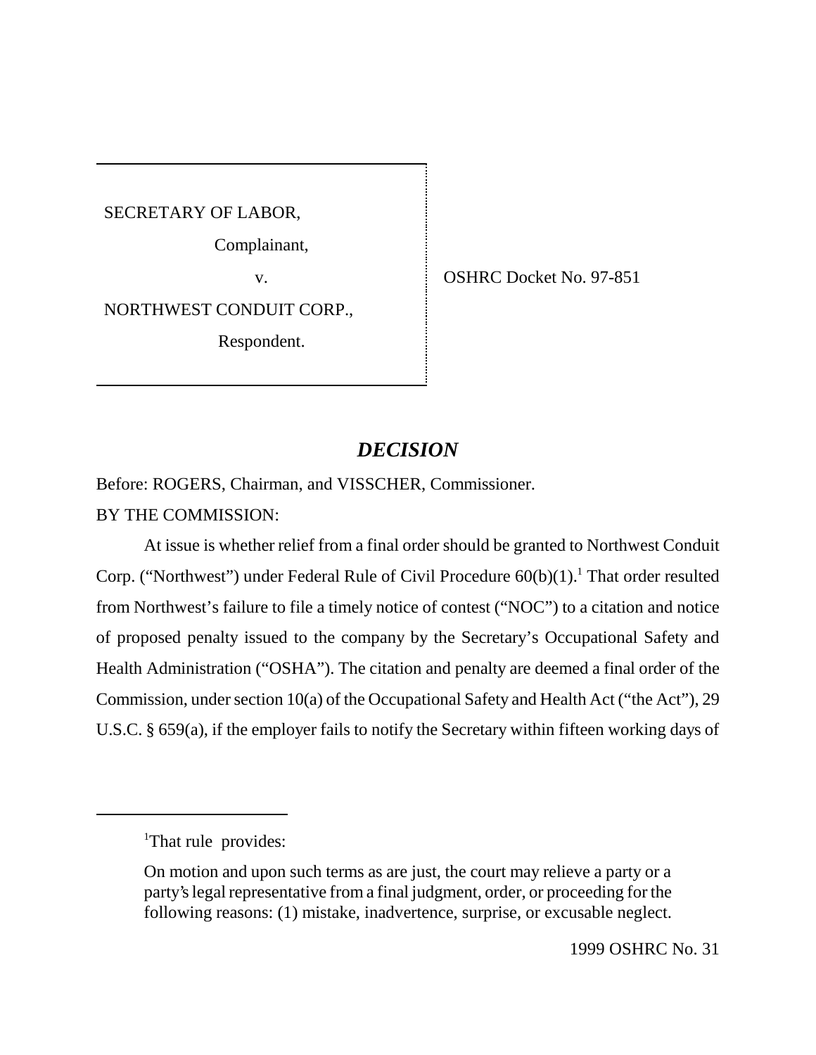SECRETARY OF LABOR,

Complainant,

v.

NORTHWEST CONDUIT CORP.,

Respondent.

OSHRC Docket No. 97-851

# *DECISION*

Before: ROGERS, Chairman, and VISSCHER, Commissioner.

BY THE COMMISSION:

At issue is whether relief from a final order should be granted to Northwest Conduit Corp. ("Northwest") under Federal Rule of Civil Procedure 60(b)(1).[1] That order resulted from Northwest's failure to file a timely notice of contest ("NOC") to a citation and notice of proposed penalty issued to the company by the Secretary's Occupational Safety and Health Administration ("OSHA"). The citation and penalty are deemed a final order of the Commission, under section 10(a) of the Occupational Safety and Health Act ("the Act"), 29 U.S.C. § 659(a), if the employer fails to notify the Secretary within fifteen working days of

[1]That rule provides:

> On motion and upon such terms as are just, the court may relieve a party or a party's legal representative from a final judgment, order, or proceeding for the following reasons: (1) mistake, inadvertence, surprise, or excusable neglect.

1999 OSHRC No. 31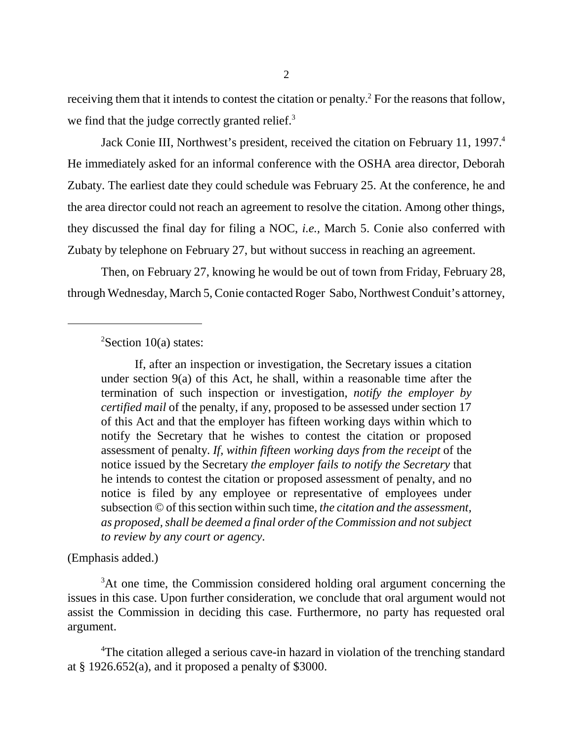receiving them that it intends to contest the citation or penalty.[2] For the reasons that follow, we find that the judge correctly granted relief.[3]

Jack Conie III, Northwest's president, received the citation on February 11, 1997.[4] He immediately asked for an informal conference with the OSHA area director, Deborah Zubaty. The earliest date they could schedule was February 25. At the conference, he and the area director could not reach an agreement to resolve the citation. Among other things, they discussed the final day for filing a NOC, *i.e.*, March 5. Conie also conferred with Zubaty by telephone on February 27, but without success in reaching an agreement.

Then, on February 27, knowing he would be out of town from Friday, February 28, through Wednesday, March 5, Conie contacted Roger Sabo, Northwest Conduit's attorney,

---

[2]Section 10(a) states:

> If, after an inspection or investigation, the Secretary issues a citation under section 9(a) of this Act, he shall, within a reasonable time after the termination of such inspection or investigation, *notify the employer by certified mail* of the penalty, if any, proposed to be assessed under section 17 of this Act and that the employer has fifteen working days within which to notify the Secretary that he wishes to contest the citation or proposed assessment of penalty. *If, within fifteen working days from the receipt* of the notice issued by the Secretary *the employer fails to notify the Secretary* that he intends to contest the citation or proposed assessment of penalty, and no notice is filed by any employee or representative of employees under subsection © of this section within such time, *the citation and the assessment, as proposed, shall be deemed a final order of the Commission and not subject to review by any court or agency*.

(Emphasis added.)

[3]At one time, the Commission considered holding oral argument concerning the issues in this case. Upon further consideration, we conclude that oral argument would not assist the Commission in deciding this case. Furthermore, no party has requested oral argument.

[4]The citation alleged a serious cave-in hazard in violation of the trenching standard at § 1926.652(a), and it proposed a penalty of $3000.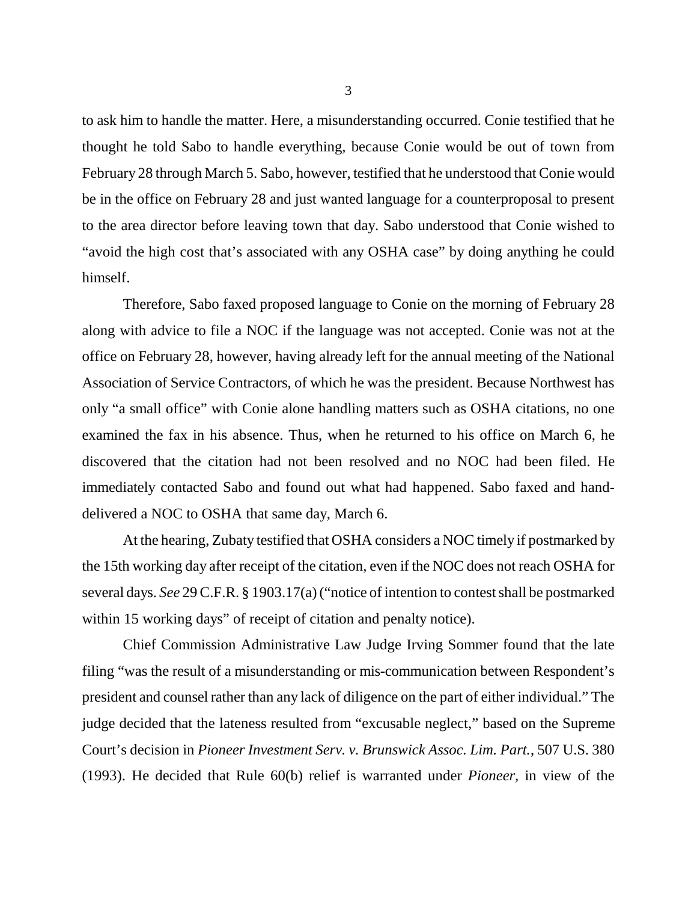to ask him to handle the matter. Here, a misunderstanding occurred. Conie testified that he thought he told Sabo to handle everything, because Conie would be out of town from February 28 through March 5. Sabo, however, testified that he understood that Conie would be in the office on February 28 and just wanted language for a counterproposal to present to the area director before leaving town that day. Sabo understood that Conie wished to "avoid the high cost that's associated with any OSHA case" by doing anything he could himself.

Therefore, Sabo faxed proposed language to Conie on the morning of February 28 along with advice to file a NOC if the language was not accepted. Conie was not at the office on February 28, however, having already left for the annual meeting of the National Association of Service Contractors, of which he was the president. Because Northwest has only "a small office" with Conie alone handling matters such as OSHA citations, no one examined the fax in his absence. Thus, when he returned to his office on March 6, he discovered that the citation had not been resolved and no NOC had been filed. He immediately contacted Sabo and found out what had happened. Sabo faxed and hand-delivered a NOC to OSHA that same day, March 6.

At the hearing, Zubaty testified that OSHA considers a NOC timely if postmarked by the 15th working day after receipt of the citation, even if the NOC does not reach OSHA for several days. *See* 29 C.F.R. § 1903.17(a) ("notice of intention to contest shall be postmarked within 15 working days" of receipt of citation and penalty notice).

Chief Commission Administrative Law Judge Irving Sommer found that the late filing "was the result of a misunderstanding or mis-communication between Respondent's president and counsel rather than any lack of diligence on the part of either individual." The judge decided that the lateness resulted from "excusable neglect," based on the Supreme Court's decision in *Pioneer Investment Serv. v. Brunswick Assoc. Lim. Part.*, 507 U.S. 380 (1993). He decided that Rule 60(b) relief is warranted under *Pioneer,* in view of the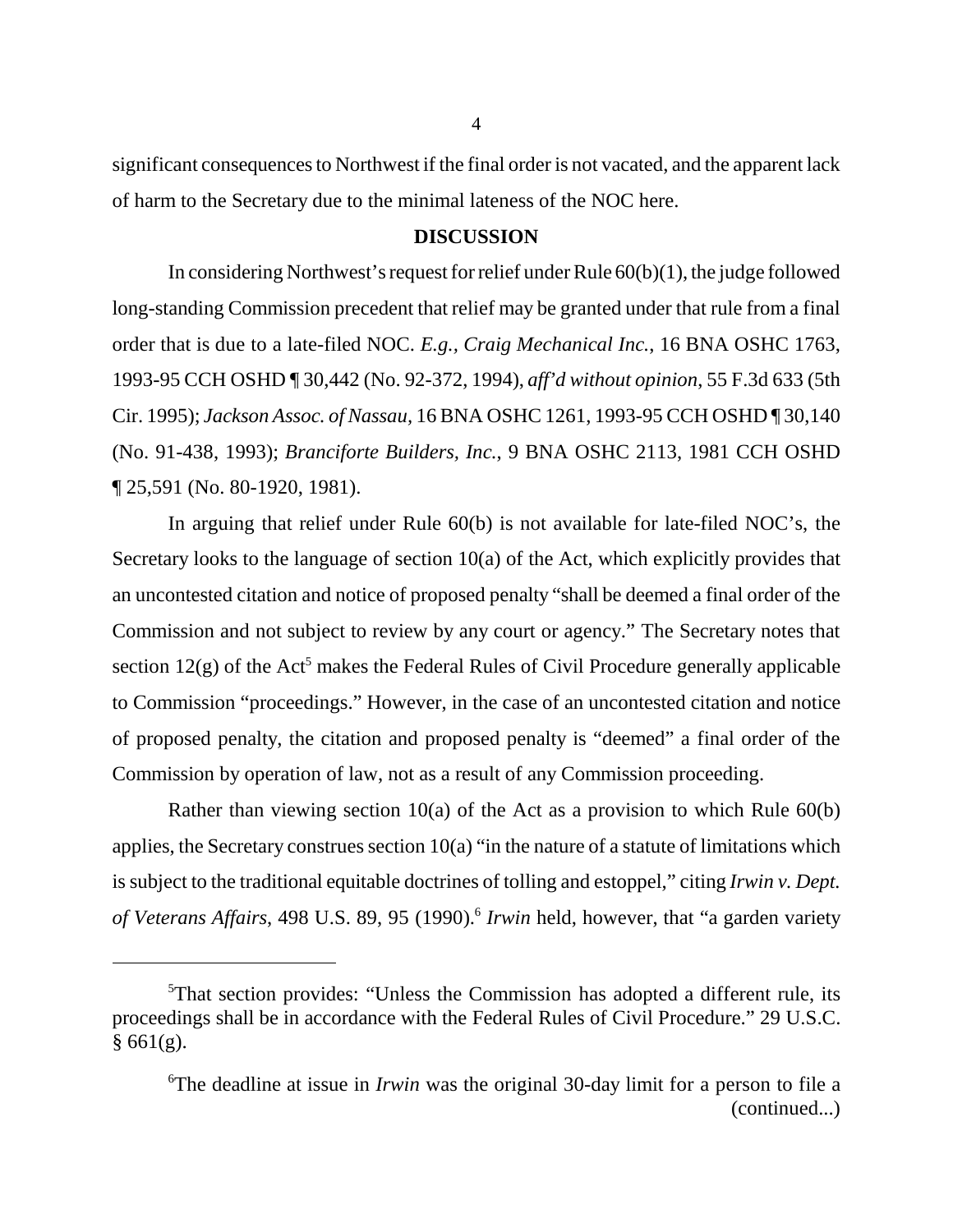significant consequences to Northwest if the final order is not vacated, and the apparent lack of harm to the Secretary due to the minimal lateness of the NOC here.

**DISCUSSION**

In considering Northwest's request for relief under Rule 60(b)(1), the judge followed long-standing Commission precedent that relief may be granted under that rule from a final order that is due to a late-filed NOC. *E.g., Craig Mechanical Inc.*, 16 BNA OSHC 1763, 1993-95 CCH OSHD ¶ 30,442 (No. 92-372, 1994), *aff'd without opinion*, 55 F.3d 633 (5th Cir. 1995); *Jackson Assoc. of Nassau*, 16 BNA OSHC 1261, 1993-95 CCH OSHD ¶ 30,140 (No. 91-438, 1993); *Branciforte Builders, Inc.*, 9 BNA OSHC 2113, 1981 CCH OSHD ¶ 25,591 (No. 80-1920, 1981).

In arguing that relief under Rule 60(b) is not available for late-filed NOC's, the Secretary looks to the language of section 10(a) of the Act, which explicitly provides that an uncontested citation and notice of proposed penalty "shall be deemed a final order of the Commission and not subject to review by any court or agency." The Secretary notes that section 12(g) of the Act[5] makes the Federal Rules of Civil Procedure generally applicable to Commission "proceedings." However, in the case of an uncontested citation and notice of proposed penalty, the citation and proposed penalty is "deemed" a final order of the Commission by operation of law, not as a result of any Commission proceeding.

Rather than viewing section 10(a) of the Act as a provision to which Rule 60(b) applies, the Secretary construes section 10(a) "in the nature of a statute of limitations which is subject to the traditional equitable doctrines of tolling and estoppel," citing *Irwin v. Dept. of Veterans Affairs*, 498 U.S. 89, 95 (1990).[6] *Irwin* held, however, that "a garden variety

---

[5]That section provides: "Unless the Commission has adopted a different rule, its proceedings shall be in accordance with the Federal Rules of Civil Procedure." 29 U.S.C. § 661(g).

[6]The deadline at issue in *Irwin* was the original 30-day limit for a person to file a (continued...)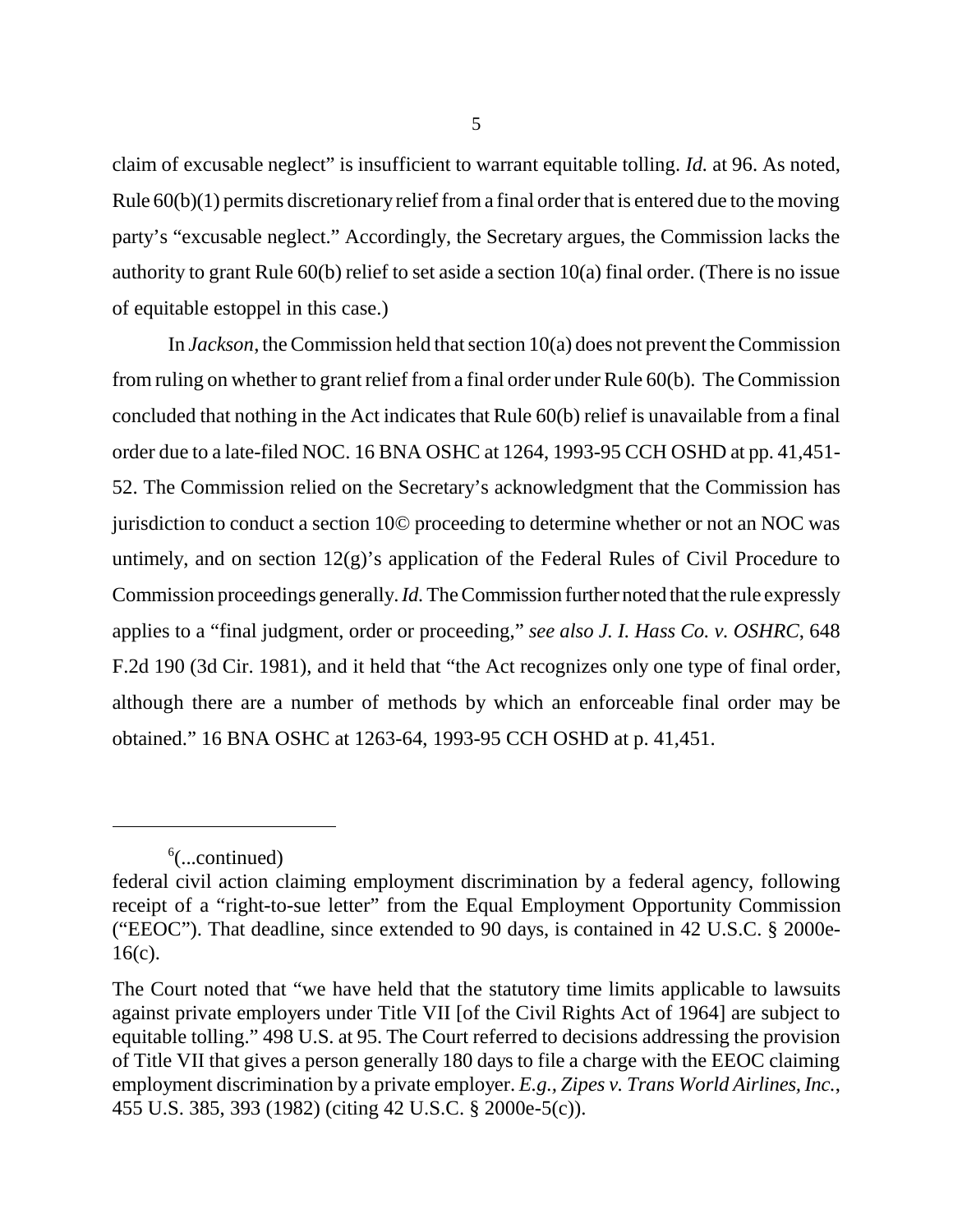claim of excusable neglect" is insufficient to warrant equitable tolling. *Id.* at 96. As noted, Rule 60(b)(1) permits discretionary relief from a final order that is entered due to the moving party's "excusable neglect." Accordingly, the Secretary argues, the Commission lacks the authority to grant Rule 60(b) relief to set aside a section 10(a) final order. (There is no issue of equitable estoppel in this case.)

In *Jackson*, the Commission held that section 10(a) does not prevent the Commission from ruling on whether to grant relief from a final order under Rule 60(b). The Commission concluded that nothing in the Act indicates that Rule 60(b) relief is unavailable from a final order due to a late-filed NOC. 16 BNA OSHC at 1264, 1993-95 CCH OSHD at pp. 41,451-52. The Commission relied on the Secretary's acknowledgment that the Commission has jurisdiction to conduct a section 10© proceeding to determine whether or not an NOC was untimely, and on section 12(g)'s application of the Federal Rules of Civil Procedure to Commission proceedings generally. *Id.* The Commission further noted that the rule expressly applies to a "final judgment, order or proceeding," *see also J. I. Hass Co. v. OSHRC*, 648 F.2d 190 (3d Cir. 1981), and it held that "the Act recognizes only one type of final order, although there are a number of methods by which an enforceable final order may be obtained." 16 BNA OSHC at 1263-64, 1993-95 CCH OSHD at p. 41,451.

---

[6](...continued)

federal civil action claiming employment discrimination by a federal agency, following receipt of a "right-to-sue letter" from the Equal Employment Opportunity Commission ("EEOC"). That deadline, since extended to 90 days, is contained in 42 U.S.C. § 2000e-16(c).

The Court noted that "we have held that the statutory time limits applicable to lawsuits against private employers under Title VII [of the Civil Rights Act of 1964] are subject to equitable tolling." 498 U.S. at 95. The Court referred to decisions addressing the provision of Title VII that gives a person generally 180 days to file a charge with the EEOC claiming employment discrimination by a private employer. *E.g., Zipes v. Trans World Airlines, Inc.*, 455 U.S. 385, 393 (1982) (citing 42 U.S.C. § 2000e-5(c)).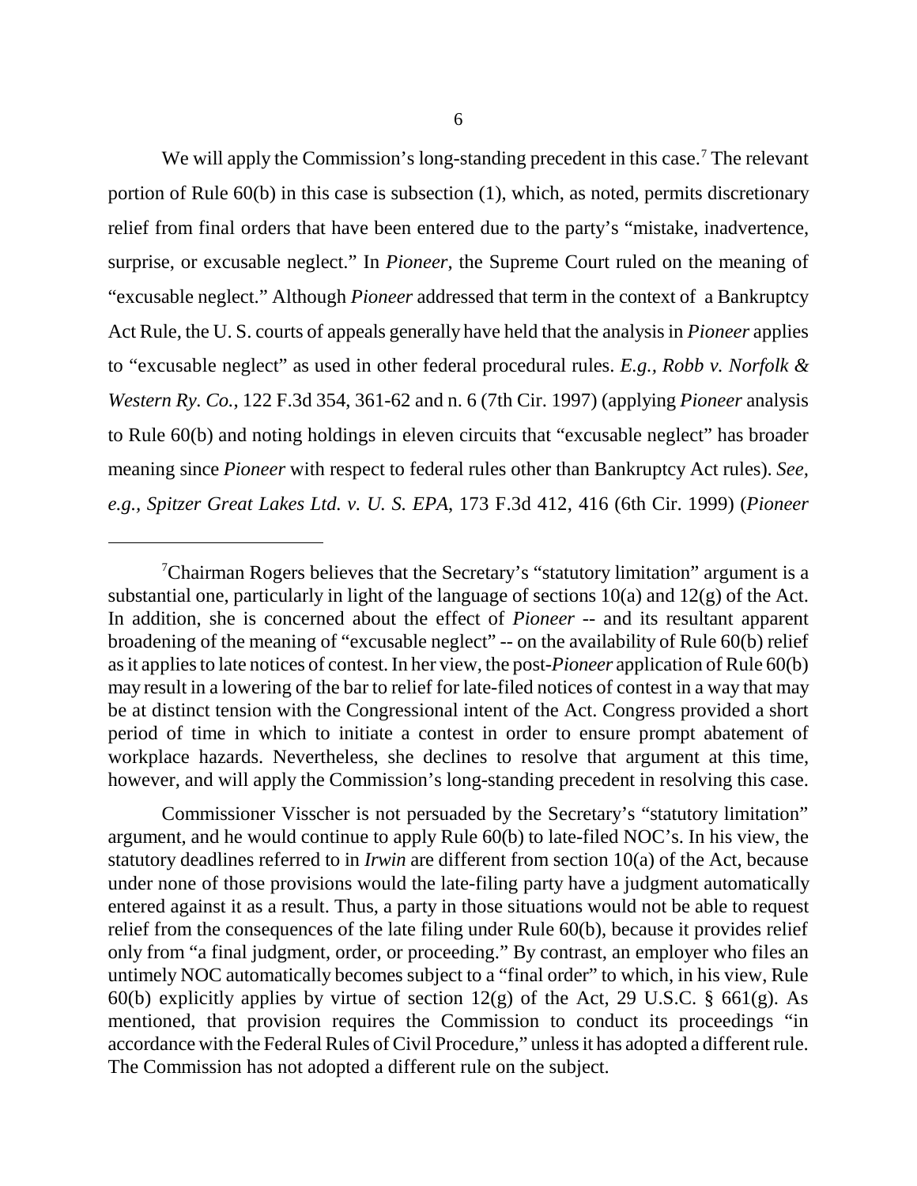We will apply the Commission's long-standing precedent in this case.[7] The relevant portion of Rule 60(b) in this case is subsection (1), which, as noted, permits discretionary relief from final orders that have been entered due to the party's "mistake, inadvertence, surprise, or excusable neglect." In *Pioneer*, the Supreme Court ruled on the meaning of "excusable neglect." Although *Pioneer* addressed that term in the context of a Bankruptcy Act Rule, the U. S. courts of appeals generally have held that the analysis in *Pioneer* applies to "excusable neglect" as used in other federal procedural rules. *E.g., Robb v. Norfolk & Western Ry. Co.*, 122 F.3d 354, 361-62 and n. 6 (7th Cir. 1997) (applying *Pioneer* analysis to Rule 60(b) and noting holdings in eleven circuits that "excusable neglect" has broader meaning since *Pioneer* with respect to federal rules other than Bankruptcy Act rules). *See, e.g., Spitzer Great Lakes Ltd. v. U. S. EPA*, 173 F.3d 412, 416 (6th Cir. 1999) (*Pioneer*

---

[7]Chairman Rogers believes that the Secretary's "statutory limitation" argument is a substantial one, particularly in light of the language of sections 10(a) and 12(g) of the Act. In addition, she is concerned about the effect of *Pioneer* -- and its resultant apparent broadening of the meaning of "excusable neglect" -- on the availability of Rule 60(b) relief as it applies to late notices of contest. In her view, the post-*Pioneer* application of Rule 60(b) may result in a lowering of the bar to relief for late-filed notices of contest in a way that may be at distinct tension with the Congressional intent of the Act. Congress provided a short period of time in which to initiate a contest in order to ensure prompt abatement of workplace hazards. Nevertheless, she declines to resolve that argument at this time, however, and will apply the Commission's long-standing precedent in resolving this case.

Commissioner Visscher is not persuaded by the Secretary's "statutory limitation" argument, and he would continue to apply Rule 60(b) to late-filed NOC's. In his view, the statutory deadlines referred to in *Irwin* are different from section 10(a) of the Act, because under none of those provisions would the late-filing party have a judgment automatically entered against it as a result. Thus, a party in those situations would not be able to request relief from the consequences of the late filing under Rule 60(b), because it provides relief only from "a final judgment, order, or proceeding." By contrast, an employer who files an untimely NOC automatically becomes subject to a "final order" to which, in his view, Rule 60(b) explicitly applies by virtue of section 12(g) of the Act, 29 U.S.C. § 661(g). As mentioned, that provision requires the Commission to conduct its proceedings "in accordance with the Federal Rules of Civil Procedure," unless it has adopted a different rule. The Commission has not adopted a different rule on the subject.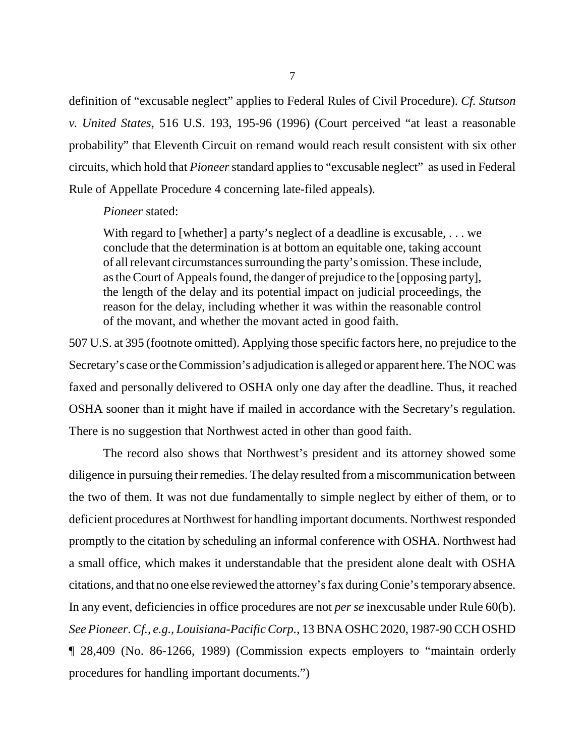definition of "excusable neglect" applies to Federal Rules of Civil Procedure). *Cf. Stutson v. United States*, 516 U.S. 193, 195-96 (1996) (Court perceived "at least a reasonable probability" that Eleventh Circuit on remand would reach result consistent with six other circuits, which hold that *Pioneer* standard applies to "excusable neglect" as used in Federal Rule of Appellate Procedure 4 concerning late-filed appeals).

*Pioneer* stated:

> With regard to [whether] a party's neglect of a deadline is excusable, . . . we conclude that the determination is at bottom an equitable one, taking account of all relevant circumstances surrounding the party's omission. These include, as the Court of Appeals found, the danger of prejudice to the [opposing party], the length of the delay and its potential impact on judicial proceedings, the reason for the delay, including whether it was within the reasonable control of the movant, and whether the movant acted in good faith.

507 U.S. at 395 (footnote omitted). Applying those specific factors here, no prejudice to the Secretary's case or the Commission's adjudication is alleged or apparent here. The NOC was faxed and personally delivered to OSHA only one day after the deadline. Thus, it reached OSHA sooner than it might have if mailed in accordance with the Secretary's regulation. There is no suggestion that Northwest acted in other than good faith.

The record also shows that Northwest's president and its attorney showed some diligence in pursuing their remedies. The delay resulted from a miscommunication between the two of them. It was not due fundamentally to simple neglect by either of them, or to deficient procedures at Northwest for handling important documents. Northwest responded promptly to the citation by scheduling an informal conference with OSHA. Northwest had a small office, which makes it understandable that the president alone dealt with OSHA citations, and that no one else reviewed the attorney's fax during Conie's temporary absence. In any event, deficiencies in office procedures are not *per se* inexcusable under Rule 60(b). *See Pioneer*. *Cf., e.g., Louisiana-Pacific Corp.*, 13 BNA OSHC 2020, 1987-90 CCH OSHD ¶ 28,409 (No. 86-1266, 1989) (Commission expects employers to "maintain orderly procedures for handling important documents.")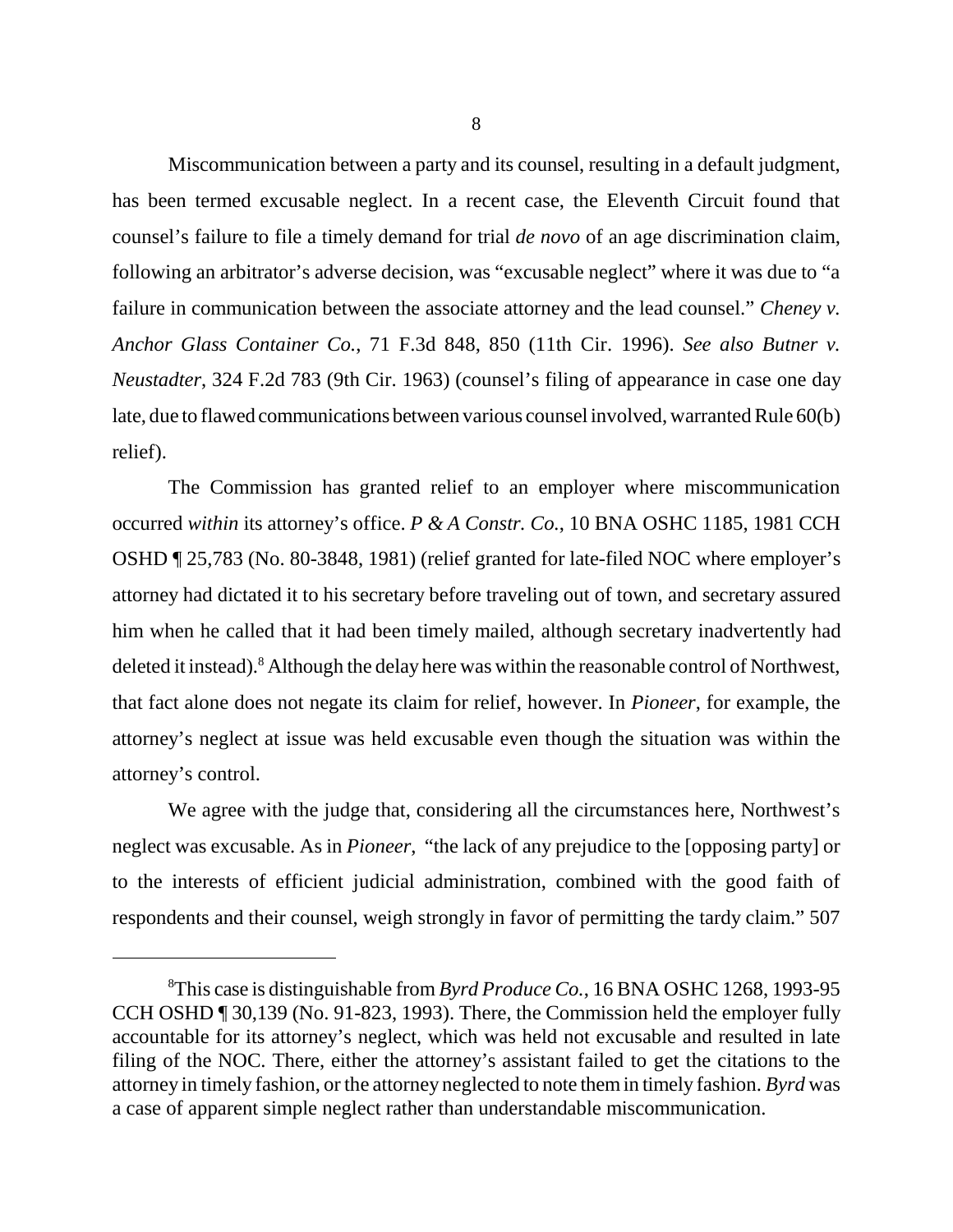Miscommunication between a party and its counsel, resulting in a default judgment, has been termed excusable neglect. In a recent case, the Eleventh Circuit found that counsel's failure to file a timely demand for trial *de novo* of an age discrimination claim, following an arbitrator's adverse decision, was "excusable neglect" where it was due to "a failure in communication between the associate attorney and the lead counsel." *Cheney v. Anchor Glass Container Co.*, 71 F.3d 848, 850 (11th Cir. 1996). *See also Butner v. Neustadter*, 324 F.2d 783 (9th Cir. 1963) (counsel's filing of appearance in case one day late, due to flawed communications between various counsel involved, warranted Rule 60(b) relief).

The Commission has granted relief to an employer where miscommunication occurred *within* its attorney's office. *P & A Constr. Co.*, 10 BNA OSHC 1185, 1981 CCH OSHD ¶ 25,783 (No. 80-3848, 1981) (relief granted for late-filed NOC where employer's attorney had dictated it to his secretary before traveling out of town, and secretary assured him when he called that it had been timely mailed, although secretary inadvertently had deleted it instead).[8] Although the delay here was within the reasonable control of Northwest, that fact alone does not negate its claim for relief, however. In *Pioneer*, for example, the attorney's neglect at issue was held excusable even though the situation was within the attorney's control.

We agree with the judge that, considering all the circumstances here, Northwest's neglect was excusable. As in *Pioneer*, "the lack of any prejudice to the [opposing party] or to the interests of efficient judicial administration, combined with the good faith of respondents and their counsel, weigh strongly in favor of permitting the tardy claim." 507

---

[8]This case is distinguishable from *Byrd Produce Co.*, 16 BNA OSHC 1268, 1993-95 CCH OSHD ¶ 30,139 (No. 91-823, 1993). There, the Commission held the employer fully accountable for its attorney's neglect, which was held not excusable and resulted in late filing of the NOC. There, either the attorney's assistant failed to get the citations to the attorney in timely fashion, or the attorney neglected to note them in timely fashion. *Byrd* was a case of apparent simple neglect rather than understandable miscommunication.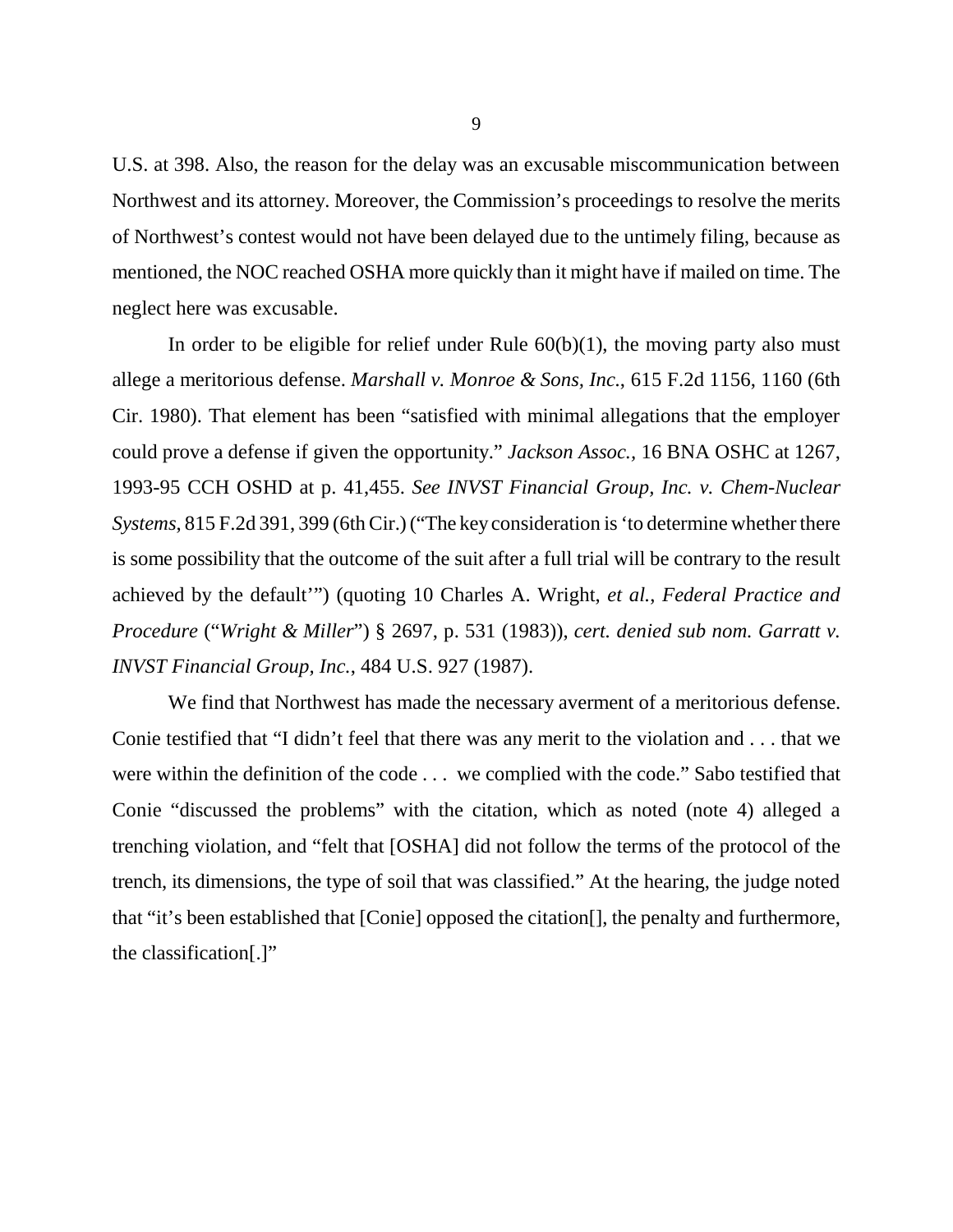U.S. at 398. Also, the reason for the delay was an excusable miscommunication between Northwest and its attorney. Moreover, the Commission's proceedings to resolve the merits of Northwest's contest would not have been delayed due to the untimely filing, because as mentioned, the NOC reached OSHA more quickly than it might have if mailed on time. The neglect here was excusable.

In order to be eligible for relief under Rule 60(b)(1), the moving party also must allege a meritorious defense. *Marshall v. Monroe & Sons, Inc.*, 615 F.2d 1156, 1160 (6th Cir. 1980). That element has been "satisfied with minimal allegations that the employer could prove a defense if given the opportunity." *Jackson Assoc.*, 16 BNA OSHC at 1267, 1993-95 CCH OSHD at p. 41,455. *See INVST Financial Group, Inc. v. Chem-Nuclear Systems,* 815 F.2d 391, 399 (6th Cir.) ("The key consideration is 'to determine whether there is some possibility that the outcome of the suit after a full trial will be contrary to the result achieved by the default'") (quoting 10 Charles A. Wright, *et al.*, *Federal Practice and Procedure* ("*Wright & Miller*") § 2697, p. 531 (1983)), *cert. denied sub nom. Garratt v. INVST Financial Group, Inc.*, 484 U.S. 927 (1987).

We find that Northwest has made the necessary averment of a meritorious defense. Conie testified that "I didn't feel that there was any merit to the violation and . . . that we were within the definition of the code . . . we complied with the code." Sabo testified that Conie "discussed the problems" with the citation, which as noted (note 4) alleged a trenching violation, and "felt that [OSHA] did not follow the terms of the protocol of the trench, its dimensions, the type of soil that was classified." At the hearing, the judge noted that "it's been established that [Conie] opposed the citation[], the penalty and furthermore, the classification[.]"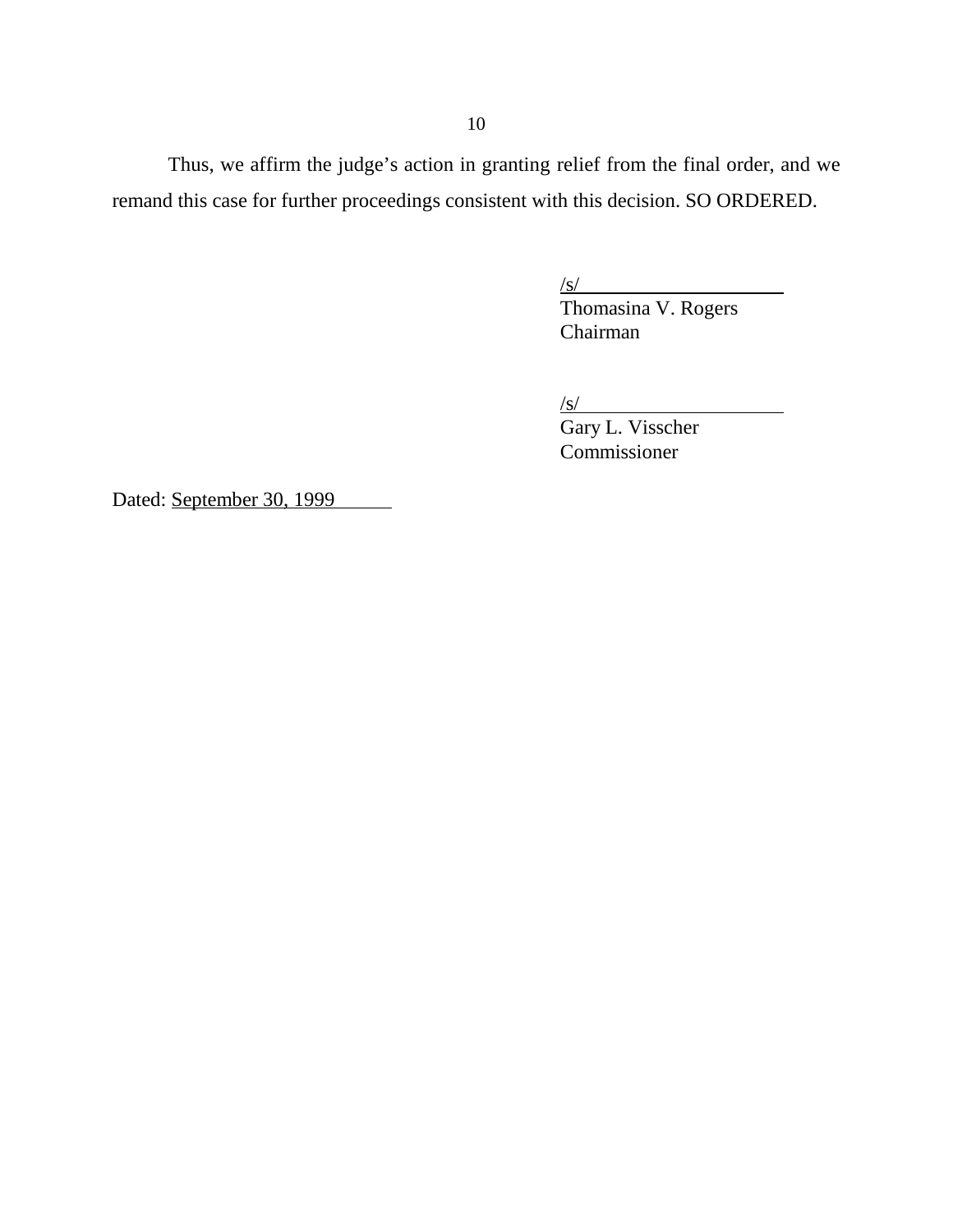Thus, we affirm the judge's action in granting relief from the final order, and we remand this case for further proceedings consistent with this decision. SO ORDERED.

/s/
Thomasina V. Rogers
Chairman

/s/
Gary L. Visscher
Commissioner

Dated: September 30, 1999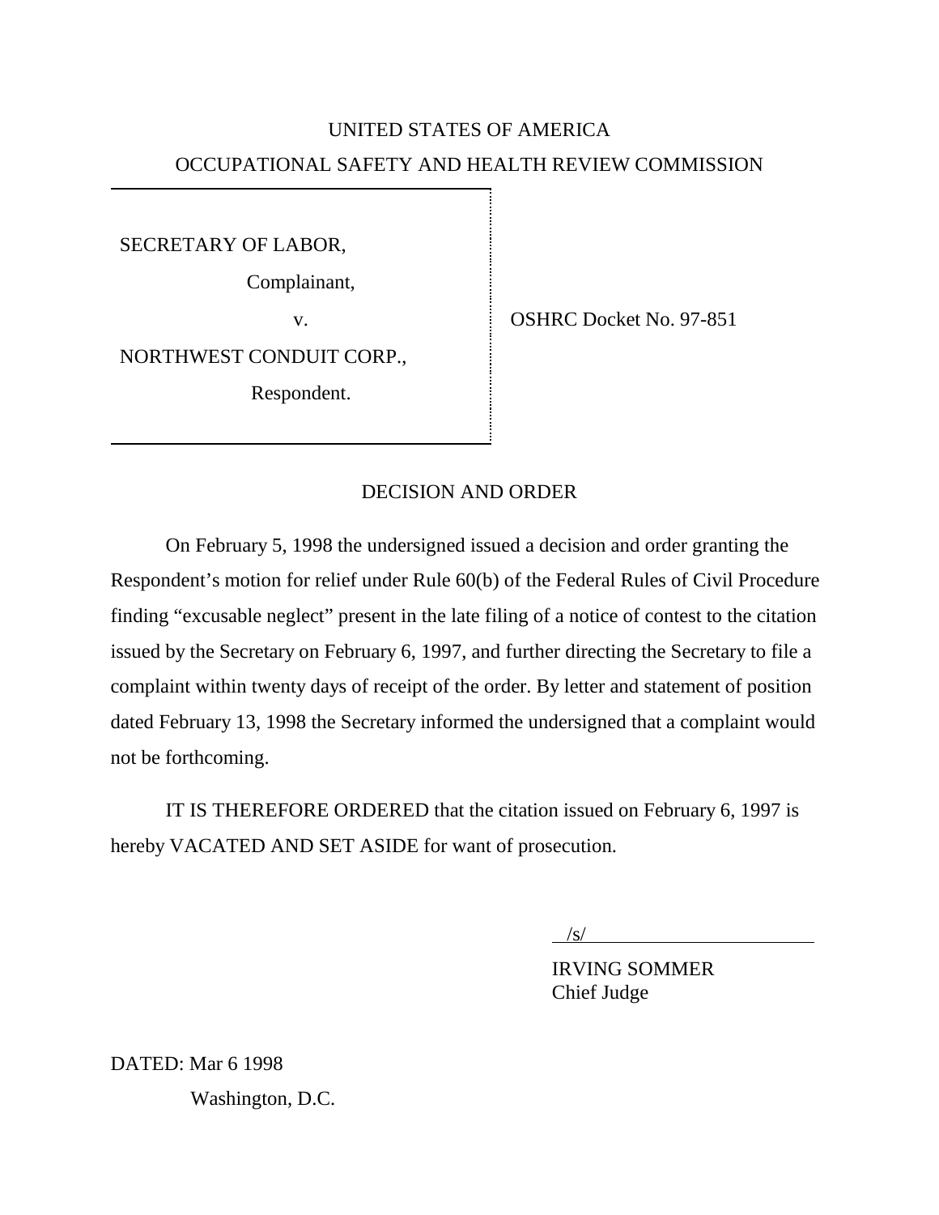UNITED STATES OF AMERICA

OCCUPATIONAL SAFETY AND HEALTH REVIEW COMMISSION

| | |
|---|---|
| SECRETARY OF LABOR,<br>Complainant,<br>v.<br>NORTHWEST CONDUIT CORP.,<br>Respondent. | OSHRC Docket No. 97-851 |

DECISION AND ORDER

On February 5, 1998 the undersigned issued a decision and order granting the Respondent's motion for relief under Rule 60(b) of the Federal Rules of Civil Procedure finding "excusable neglect" present in the late filing of a notice of contest to the citation issued by the Secretary on February 6, 1997, and further directing the Secretary to file a complaint within twenty days of receipt of the order. By letter and statement of position dated February 13, 1998 the Secretary informed the undersigned that a complaint would not be forthcoming.

IT IS THEREFORE ORDERED that the citation issued on February 6, 1997 is hereby VACATED AND SET ASIDE for want of prosecution.

/s/

IRVING SOMMER
Chief Judge

DATED: Mar 6 1998

Washington, D.C.